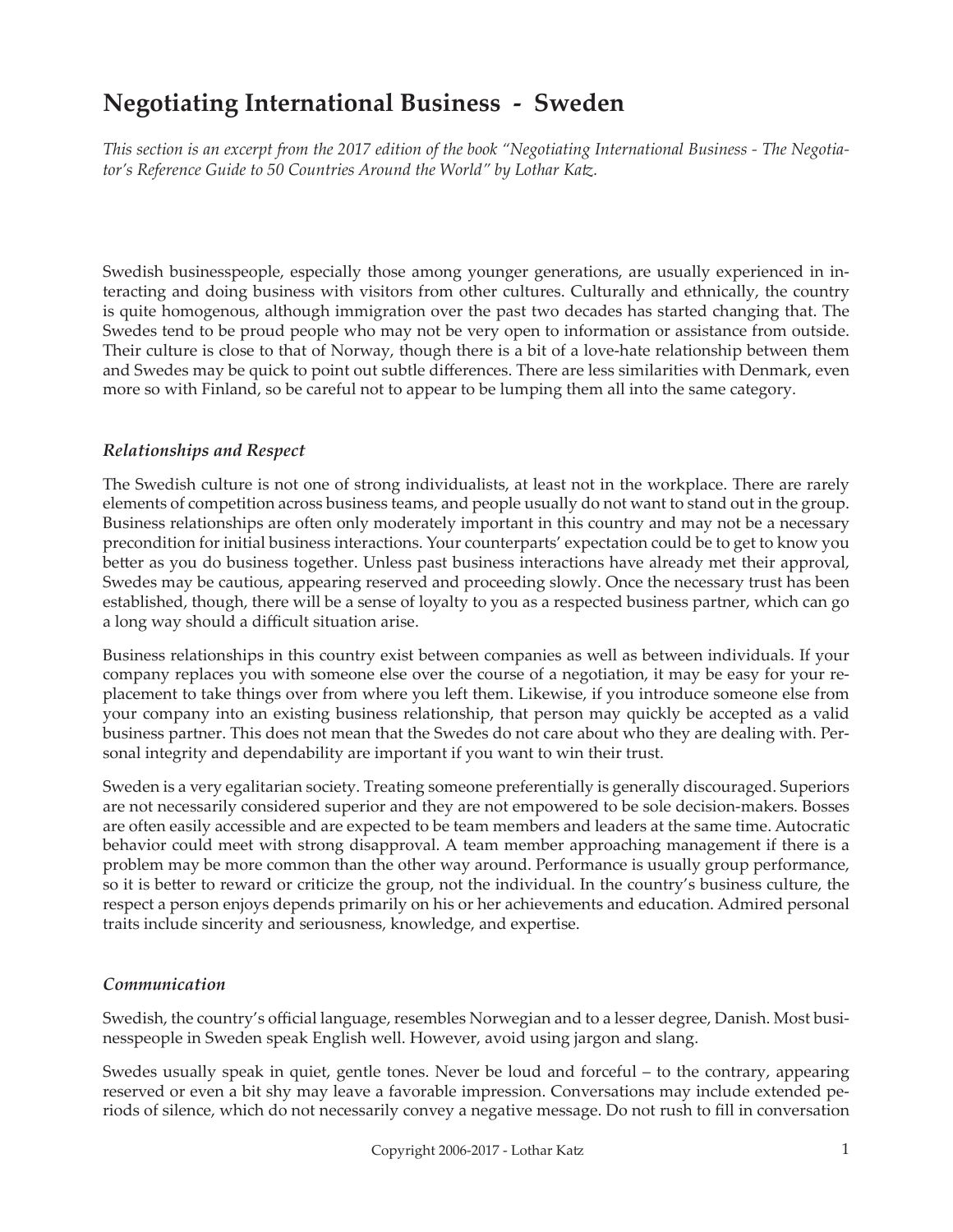# Negotiating International Business - Sweden

*This section is an excerpt from the 2017 edition of the book "Negotiating International Business - The Negotiator's Reference Guide to 50 Countries Around the World" by Lothar Katz.*

Swedish businesspeople, especially those among younger generations, are usually experienced in interacting and doing business with visitors from other cultures. Culturally and ethnically, the country is quite homogenous, although immigration over the past two decades has started changing that. The Swedes tend to be proud people who may not be very open to information or assistance from outside. Their culture is close to that of Norway, though there is a bit of a love-hate relationship between them and Swedes may be quick to point out subtle differences. There are less similarities with Denmark, even more so with Finland, so be careful not to appear to be lumping them all into the same category.

### *Relationships and Respect*

The Swedish culture is not one of strong individualists, at least not in the workplace. There are rarely elements of competition across business teams, and people usually do not want to stand out in the group. Business relationships are often only moderately important in this country and may not be a necessary precondition for initial business interactions. Your counterparts' expectation could be to get to know you better as you do business together. Unless past business interactions have already met their approval, Swedes may be cautious, appearing reserved and proceeding slowly. Once the necessary trust has been established, though, there will be a sense of loyalty to you as a respected business partner, which can go a long way should a difficult situation arise.

Business relationships in this country exist between companies as well as between individuals. If your company replaces you with someone else over the course of a negotiation, it may be easy for your replacement to take things over from where you left them. Likewise, if you introduce someone else from your company into an existing business relationship, that person may quickly be accepted as a valid business partner. This does not mean that the Swedes do not care about who they are dealing with. Personal integrity and dependability are important if you want to win their trust.

Sweden is a very egalitarian society. Treating someone preferentially is generally discouraged. Superiors are not necessarily considered superior and they are not empowered to be sole decision-makers. Bosses are often easily accessible and are expected to be team members and leaders at the same time. Autocratic behavior could meet with strong disapproval. A team member approaching management if there is a problem may be more common than the other way around. Performance is usually group performance, so it is better to reward or criticize the group, not the individual. In the country's business culture, the respect a person enjoys depends primarily on his or her achievements and education. Admired personal traits include sincerity and seriousness, knowledge, and expertise.

### *Communication*

Swedish, the country's official language, resembles Norwegian and to a lesser degree, Danish. Most businesspeople in Sweden speak English well. However, avoid using jargon and slang.

Swedes usually speak in quiet, gentle tones. Never be loud and forceful – to the contrary, appearing reserved or even a bit shy may leave a favorable impression. Conversations may include extended periods of silence, which do not necessarily convey a negative message. Do not rush to fill in conversation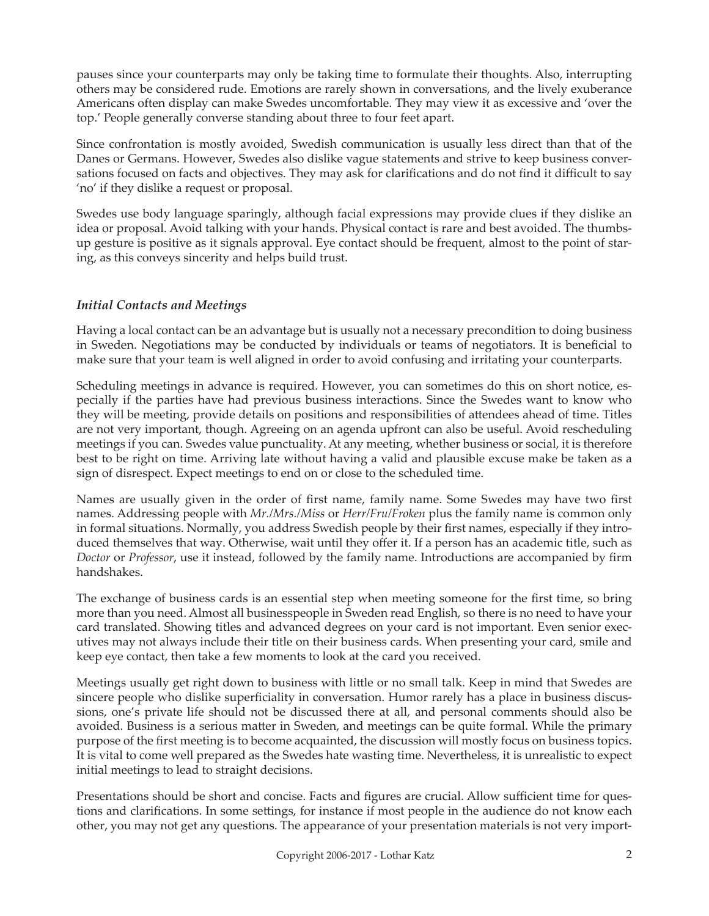pauses since your counterparts may only be taking time to formulate their thoughts. Also, interrupting others may be considered rude. Emotions are rarely shown in conversations, and the lively exuberance Americans often display can make Swedes uncomfortable. They may view it as excessive and 'over the top.' People generally converse standing about three to four feet apart.

Since confrontation is mostly avoided, Swedish communication is usually less direct than that of the Danes or Germans. However, Swedes also dislike vague statements and strive to keep business conversations focused on facts and objectives. They may ask for clarifications and do not find it difficult to say 'no' if they dislike a request or proposal.

Swedes use body language sparingly, although facial expressions may provide clues if they dislike an idea or proposal. Avoid talking with your hands. Physical contact is rare and best avoided. The thumbs-up gesture is positive as it signals approval. Eye contact should be frequent, almost to the point of staring, as this conveys sincerity and helps build trust.

### *Initial Contacts and Meetings*

Having a local contact can be an advantage but is usually not a necessary precondition to doing business in Sweden. Negotiations may be conducted by individuals or teams of negotiators. It is beneficial to make sure that your team is well aligned in order to avoid confusing and irritating your counterparts.

Scheduling meetings in advance is required. However, you can sometimes do this on short notice, especially if the parties have had previous business interactions. Since the Swedes want to know who they will be meeting, provide details on positions and responsibilities of attendees ahead of time. Titles are not very important, though. Agreeing on an agenda upfront can also be useful. Avoid rescheduling meetings if you can. Swedes value punctuality. At any meeting, whether business or social, it is therefore best to be right on time. Arriving late without having a valid and plausible excuse make be taken as a sign of disrespect. Expect meetings to end on or close to the scheduled time.

Names are usually given in the order of first name, family name. Some Swedes may have two first names. Addressing people with *Mr./Mrs./Miss* or *Herr/Fru/Froken* plus the family name is common only in formal situations. Normally, you address Swedish people by their first names, especially if they introduced themselves that way. Otherwise, wait until they offer it. If a person has an academic title, such as *Doctor* or *Professor*, use it instead, followed by the family name. Introductions are accompanied by firm handshakes.

The exchange of business cards is an essential step when meeting someone for the first time, so bring more than you need. Almost all businesspeople in Sweden read English, so there is no need to have your card translated. Showing titles and advanced degrees on your card is not important. Even senior executives may not always include their title on their business cards. When presenting your card, smile and keep eye contact, then take a few moments to look at the card you received.

Meetings usually get right down to business with little or no small talk. Keep in mind that Swedes are sincere people who dislike superficiality in conversation. Humor rarely has a place in business discussions, one's private life should not be discussed there at all, and personal comments should also be avoided. Business is a serious matter in Sweden, and meetings can be quite formal. While the primary purpose of the first meeting is to become acquainted, the discussion will mostly focus on business topics. It is vital to come well prepared as the Swedes hate wasting time. Nevertheless, it is unrealistic to expect initial meetings to lead to straight decisions.

Presentations should be short and concise. Facts and figures are crucial. Allow sufficient time for questions and clarifications. In some settings, for instance if most people in the audience do not know each other, you may not get any questions. The appearance of your presentation materials is not very import-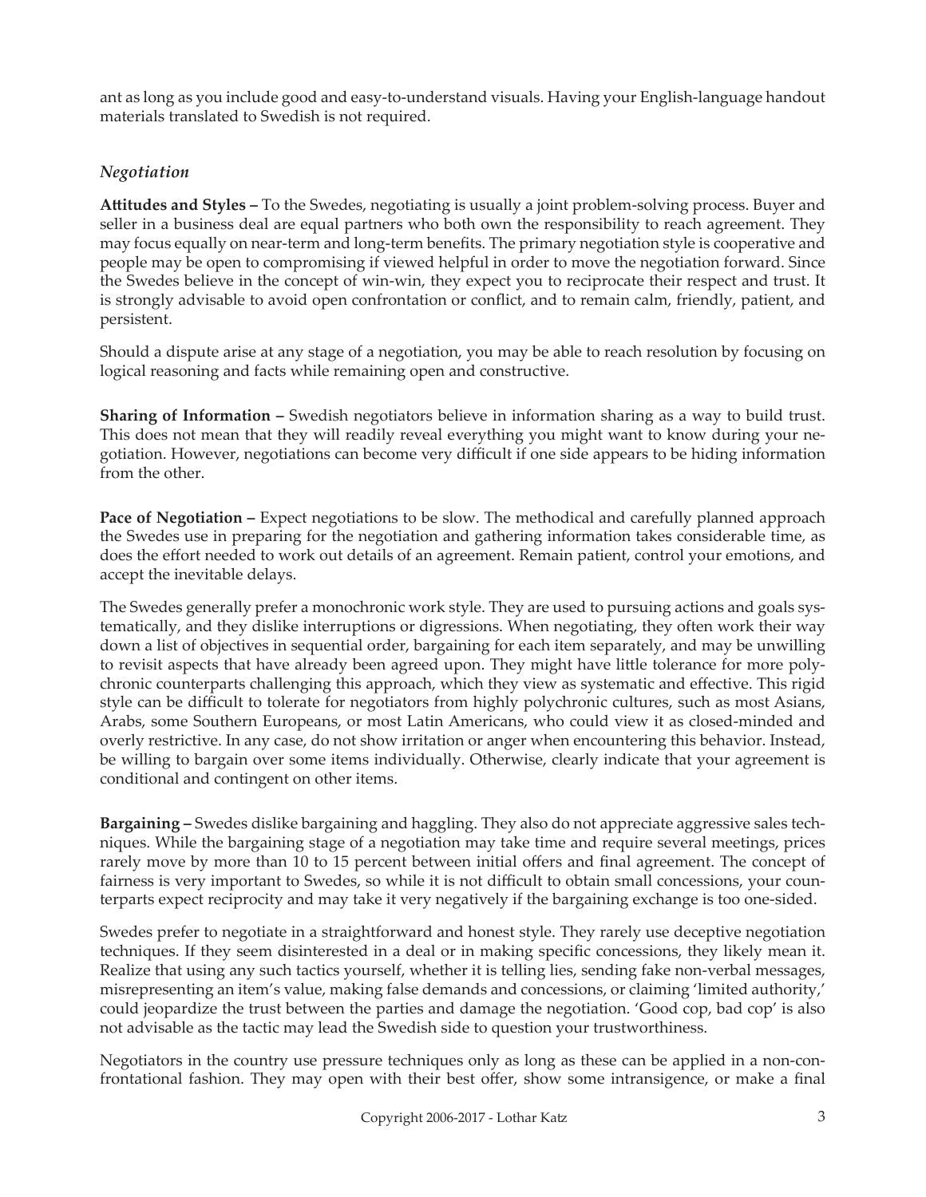ant as long as you include good and easy-to-understand visuals. Having your English-language handout materials translated to Swedish is not required.

### *Negotiation*

**Attitudes and Styles –** To the Swedes, negotiating is usually a joint problem-solving process. Buyer and seller in a business deal are equal partners who both own the responsibility to reach agreement. They may focus equally on near-term and long-term benefits. The primary negotiation style is cooperative and people may be open to compromising if viewed helpful in order to move the negotiation forward. Since the Swedes believe in the concept of win-win, they expect you to reciprocate their respect and trust. It is strongly advisable to avoid open confrontation or conflict, and to remain calm, friendly, patient, and persistent.

Should a dispute arise at any stage of a negotiation, you may be able to reach resolution by focusing on logical reasoning and facts while remaining open and constructive.

**Sharing of Information –** Swedish negotiators believe in information sharing as a way to build trust. This does not mean that they will readily reveal everything you might want to know during your negotiation. However, negotiations can become very difficult if one side appears to be hiding information from the other.

**Pace of Negotiation –** Expect negotiations to be slow. The methodical and carefully planned approach the Swedes use in preparing for the negotiation and gathering information takes considerable time, as does the effort needed to work out details of an agreement. Remain patient, control your emotions, and accept the inevitable delays.

The Swedes generally prefer a monochronic work style. They are used to pursuing actions and goals systematically, and they dislike interruptions or digressions. When negotiating, they often work their way down a list of objectives in sequential order, bargaining for each item separately, and may be unwilling to revisit aspects that have already been agreed upon. They might have little tolerance for more polychronic counterparts challenging this approach, which they view as systematic and effective. This rigid style can be difficult to tolerate for negotiators from highly polychronic cultures, such as most Asians, Arabs, some Southern Europeans, or most Latin Americans, who could view it as closed-minded and overly restrictive. In any case, do not show irritation or anger when encountering this behavior. Instead, be willing to bargain over some items individually. Otherwise, clearly indicate that your agreement is conditional and contingent on other items.

**Bargaining –** Swedes dislike bargaining and haggling. They also do not appreciate aggressive sales techniques. While the bargaining stage of a negotiation may take time and require several meetings, prices rarely move by more than 10 to 15 percent between initial offers and final agreement. The concept of fairness is very important to Swedes, so while it is not difficult to obtain small concessions, your counterparts expect reciprocity and may take it very negatively if the bargaining exchange is too one-sided.

Swedes prefer to negotiate in a straightforward and honest style. They rarely use deceptive negotiation techniques. If they seem disinterested in a deal or in making specific concessions, they likely mean it. Realize that using any such tactics yourself, whether it is telling lies, sending fake non-verbal messages, misrepresenting an item's value, making false demands and concessions, or claiming 'limited authority,' could jeopardize the trust between the parties and damage the negotiation. 'Good cop, bad cop' is also not advisable as the tactic may lead the Swedish side to question your trustworthiness.

Negotiators in the country use pressure techniques only as long as these can be applied in a non-confrontational fashion. They may open with their best offer, show some intransigence, or make a final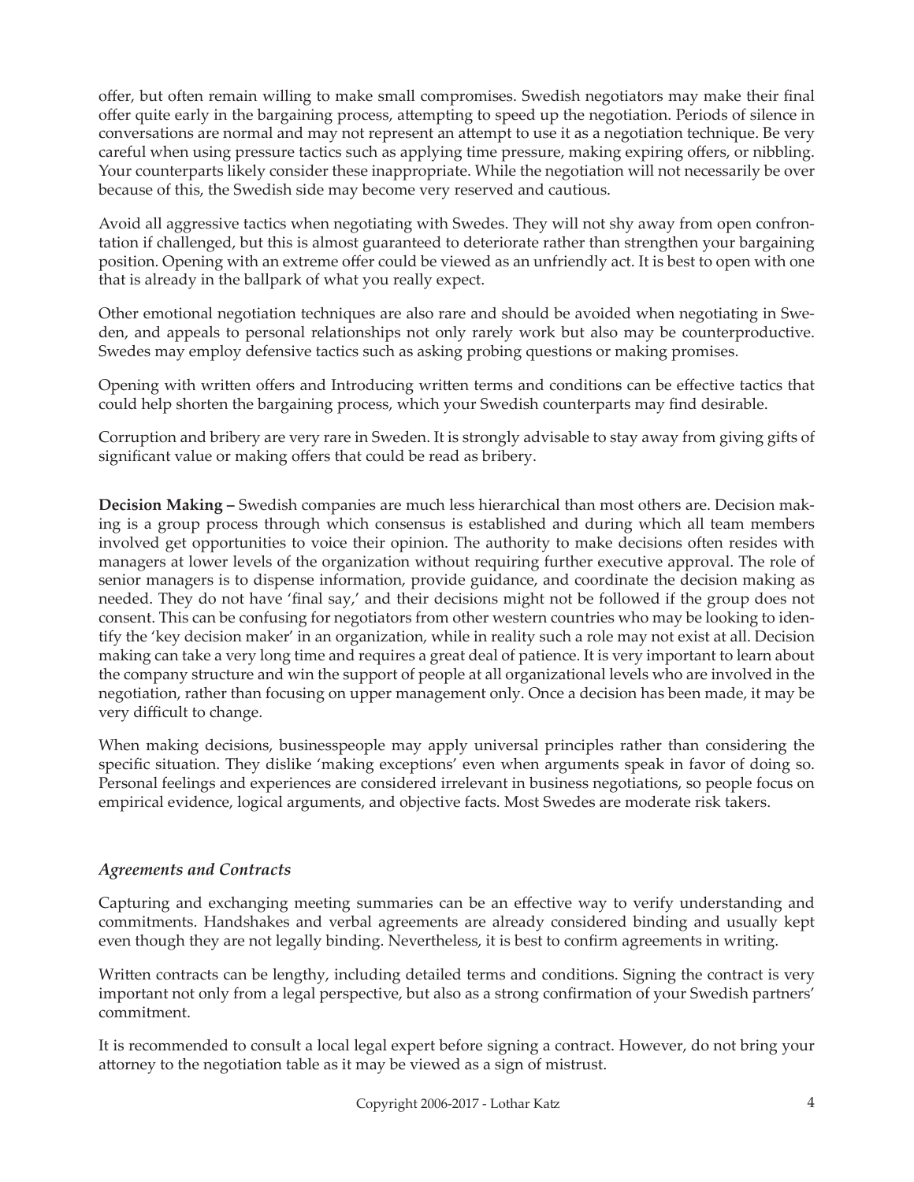offer, but often remain willing to make small compromises. Swedish negotiators may make their final offer quite early in the bargaining process, attempting to speed up the negotiation. Periods of silence in conversations are normal and may not represent an attempt to use it as a negotiation technique. Be very careful when using pressure tactics such as applying time pressure, making expiring offers, or nibbling. Your counterparts likely consider these inappropriate. While the negotiation will not necessarily be over because of this, the Swedish side may become very reserved and cautious.

Avoid all aggressive tactics when negotiating with Swedes. They will not shy away from open confrontation if challenged, but this is almost guaranteed to deteriorate rather than strengthen your bargaining position. Opening with an extreme offer could be viewed as an unfriendly act. It is best to open with one that is already in the ballpark of what you really expect.

Other emotional negotiation techniques are also rare and should be avoided when negotiating in Sweden, and appeals to personal relationships not only rarely work but also may be counterproductive. Swedes may employ defensive tactics such as asking probing questions or making promises.

Opening with written offers and Introducing written terms and conditions can be effective tactics that could help shorten the bargaining process, which your Swedish counterparts may find desirable.

Corruption and bribery are very rare in Sweden. It is strongly advisable to stay away from giving gifts of significant value or making offers that could be read as bribery.

**Decision Making –** Swedish companies are much less hierarchical than most others are. Decision making is a group process through which consensus is established and during which all team members involved get opportunities to voice their opinion. The authority to make decisions often resides with managers at lower levels of the organization without requiring further executive approval. The role of senior managers is to dispense information, provide guidance, and coordinate the decision making as needed. They do not have 'final say,' and their decisions might not be followed if the group does not consent. This can be confusing for negotiators from other western countries who may be looking to identify the 'key decision maker' in an organization, while in reality such a role may not exist at all. Decision making can take a very long time and requires a great deal of patience. It is very important to learn about the company structure and win the support of people at all organizational levels who are involved in the negotiation, rather than focusing on upper management only. Once a decision has been made, it may be very difficult to change.

When making decisions, businesspeople may apply universal principles rather than considering the specific situation. They dislike 'making exceptions' even when arguments speak in favor of doing so. Personal feelings and experiences are considered irrelevant in business negotiations, so people focus on empirical evidence, logical arguments, and objective facts. Most Swedes are moderate risk takers.

### *Agreements and Contracts*

Capturing and exchanging meeting summaries can be an effective way to verify understanding and commitments. Handshakes and verbal agreements are already considered binding and usually kept even though they are not legally binding. Nevertheless, it is best to confirm agreements in writing.

Written contracts can be lengthy, including detailed terms and conditions. Signing the contract is very important not only from a legal perspective, but also as a strong confirmation of your Swedish partners' commitment.

It is recommended to consult a local legal expert before signing a contract. However, do not bring your attorney to the negotiation table as it may be viewed as a sign of mistrust.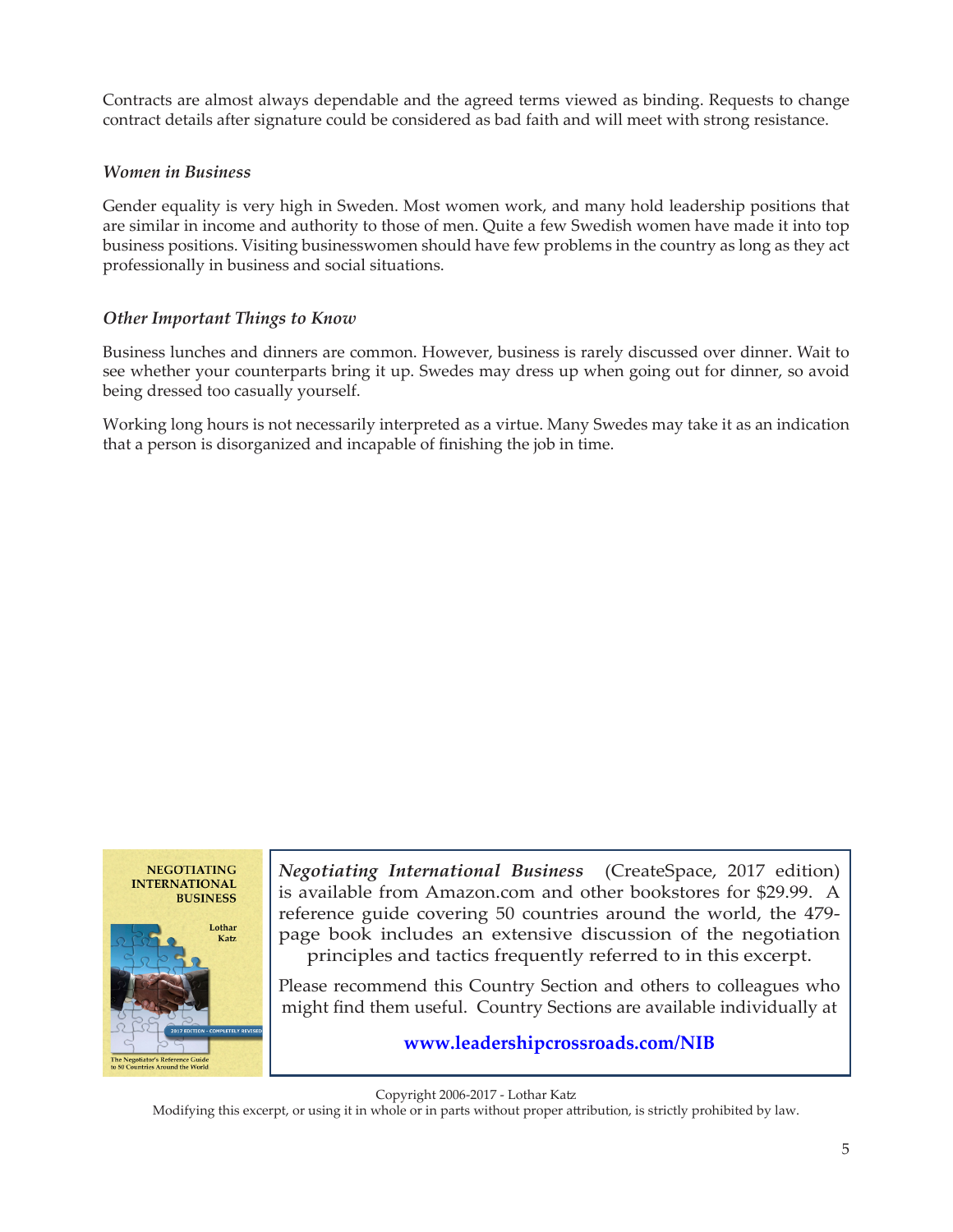Contracts are almost always dependable and the agreed terms viewed as binding. Requests to change contract details after signature could be considered as bad faith and will meet with strong resistance.

### *Women in Business*

Gender equality is very high in Sweden. Most women work, and many hold leadership positions that are similar in income and authority to those of men. Quite a few Swedish women have made it into top business positions. Visiting businesswomen should have few problems in the country as long as they act professionally in business and social situations.

### *Other Important Things to Know*

Business lunches and dinners are common. However, business is rarely discussed over dinner. Wait to see whether your counterparts bring it up. Swedes may dress up when going out for dinner, so avoid being dressed too casually yourself.

Working long hours is not necessarily interpreted as a virtue. Many Swedes may take it as an indication that a person is disorganized and incapable of finishing the job in time.

NEGOTIATING INTERNATIONAL BUSINESS

Lothar Katz

2017 EDITION - COMPLETELY REVISED

The Negotiator's Reference Guide to 50 Countries Around the World

*Negotiating International Business* (CreateSpace, 2017 edition) is available from Amazon.com and other bookstores for $29.99. A reference guide covering 50 countries around the world, the 479-page book includes an extensive discussion of the negotiation principles and tactics frequently referred to in this excerpt.

Please recommend this Country Section and others to colleagues who might find them useful. Country Sections are available individually at

**www.leadershipcrossroads.com/NIB**

Copyright 2006-2017 - Lothar Katz

Modifying this excerpt, or using it in whole or in parts without proper attribution, is strictly prohibited by law.